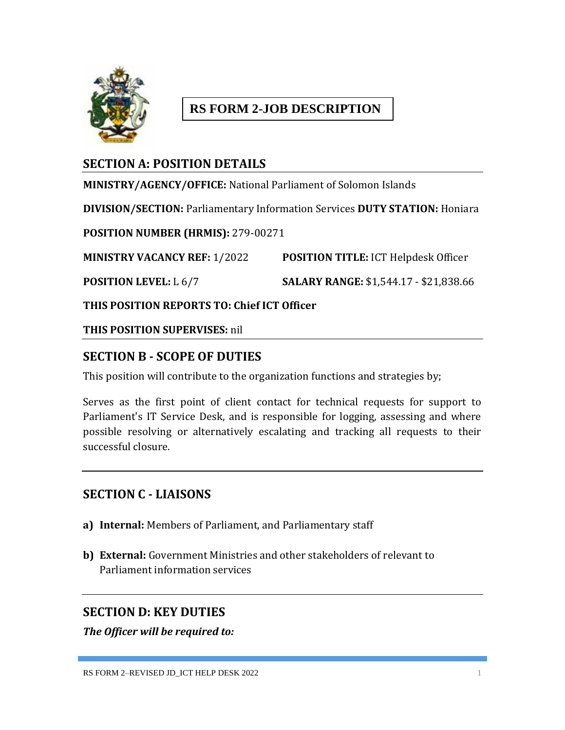# RS FORM 2-JOB DESCRIPTION

## SECTION A: POSITION DETAILS

**MINISTRY/AGENCY/OFFICE:** National Parliament of Solomon Islands

**DIVISION/SECTION:** Parliamentary Information Services **DUTY STATION:** Honiara

**POSITION NUMBER (HRMIS):** 279-00271

**MINISTRY VACANCY REF:** 1/2022 **POSITION TITLE:** ICT Helpdesk Officer

**POSITION LEVEL:** L 6/7 **SALARY RANGE:** $1,544.17 - $21,838.66

**THIS POSITION REPORTS TO: Chief ICT Officer**

**THIS POSITION SUPERVISES:** nil

## SECTION B - SCOPE OF DUTIES

This position will contribute to the organization functions and strategies by;

Serves as the first point of client contact for technical requests for support to Parliament's IT Service Desk, and is responsible for logging, assessing and where possible resolving or alternatively escalating and tracking all requests to their successful closure.

## SECTION C - LIAISONS

a) **Internal:** Members of Parliament, and Parliamentary staff

b) **External:** Government Ministries and other stakeholders of relevant to Parliament information services

## SECTION D: KEY DUTIES

***The Officer will be required to:***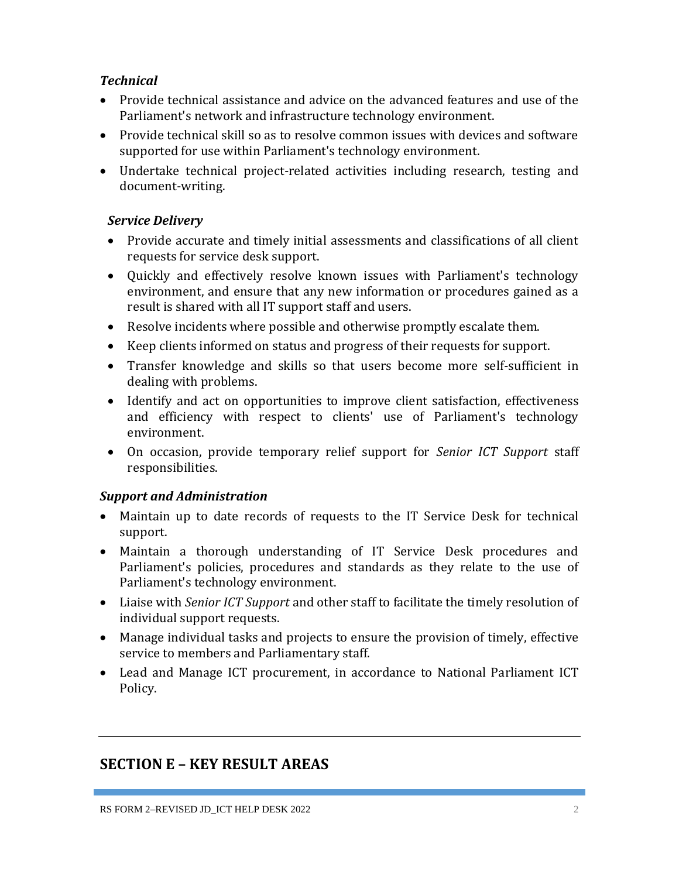*Technical*

- Provide technical assistance and advice on the advanced features and use of the Parliament's network and infrastructure technology environment.
- Provide technical skill so as to resolve common issues with devices and software supported for use within Parliament's technology environment.
- Undertake technical project-related activities including research, testing and document-writing.

*Service Delivery*

- Provide accurate and timely initial assessments and classifications of all client requests for service desk support.
- Quickly and effectively resolve known issues with Parliament's technology environment, and ensure that any new information or procedures gained as a result is shared with all IT support staff and users.
- Resolve incidents where possible and otherwise promptly escalate them.
- Keep clients informed on status and progress of their requests for support.
- Transfer knowledge and skills so that users become more self-sufficient in dealing with problems.
- Identify and act on opportunities to improve client satisfaction, effectiveness and efficiency with respect to clients' use of Parliament's technology environment.
- On occasion, provide temporary relief support for *Senior ICT Support* staff responsibilities.

*Support and Administration*

- Maintain up to date records of requests to the IT Service Desk for technical support.
- Maintain a thorough understanding of IT Service Desk procedures and Parliament's policies, procedures and standards as they relate to the use of Parliament's technology environment.
- Liaise with *Senior ICT Support* and other staff to facilitate the timely resolution of individual support requests.
- Manage individual tasks and projects to ensure the provision of timely, effective service to members and Parliamentary staff.
- Lead and Manage ICT procurement, in accordance to National Parliament ICT Policy.

---

## SECTION E – KEY RESULT AREAS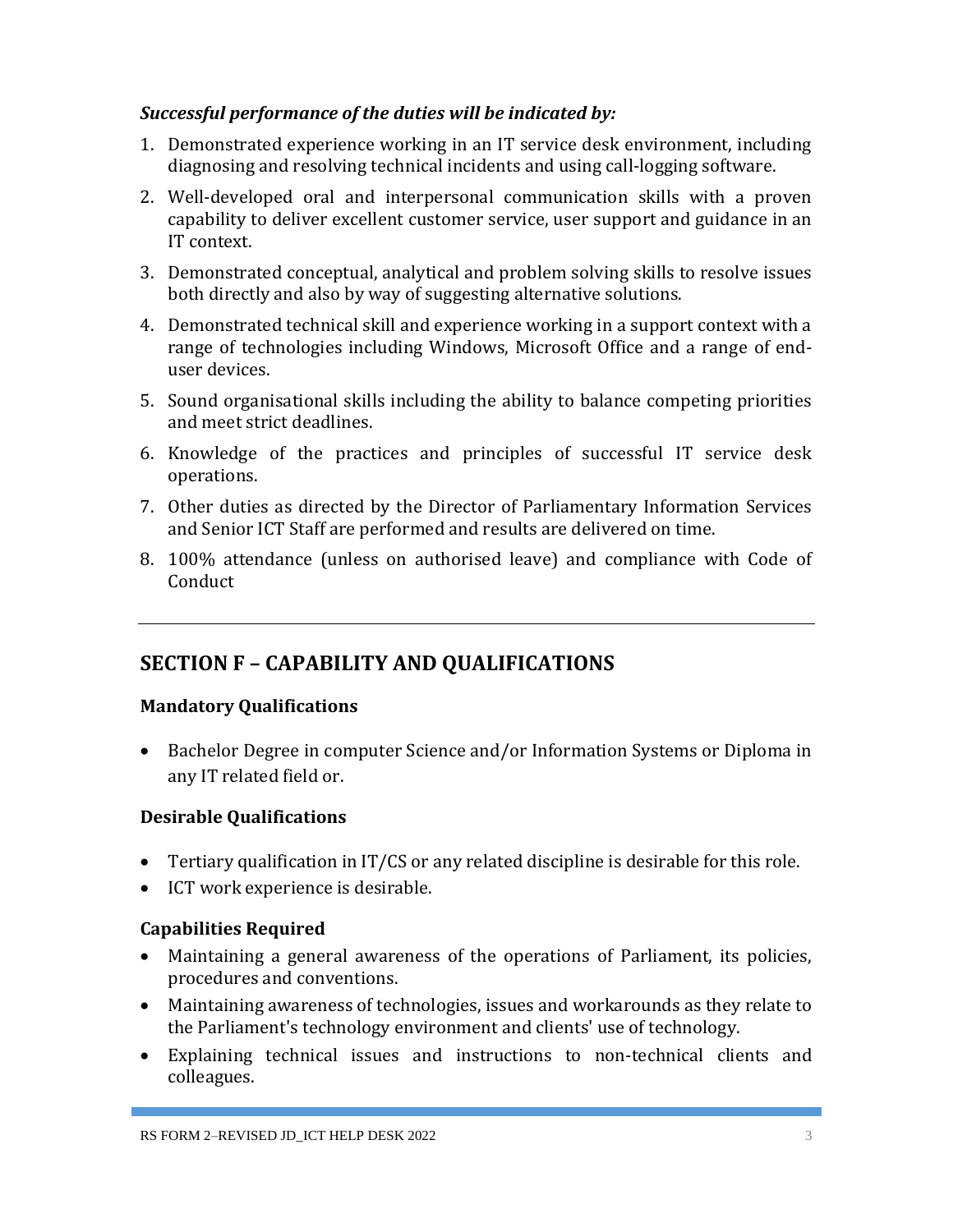***Successful performance of the duties will be indicated by:***

1. Demonstrated experience working in an IT service desk environment, including diagnosing and resolving technical incidents and using call-logging software.
2. Well-developed oral and interpersonal communication skills with a proven capability to deliver excellent customer service, user support and guidance in an IT context.
3. Demonstrated conceptual, analytical and problem solving skills to resolve issues both directly and also by way of suggesting alternative solutions.
4. Demonstrated technical skill and experience working in a support context with a range of technologies including Windows, Microsoft Office and a range of end-user devices.
5. Sound organisational skills including the ability to balance competing priorities and meet strict deadlines.
6. Knowledge of the practices and principles of successful IT service desk operations.
7. Other duties as directed by the Director of Parliamentary Information Services and Senior ICT Staff are performed and results are delivered on time.
8. 100% attendance (unless on authorised leave) and compliance with Code of Conduct

---

## SECTION F – CAPABILITY AND QUALIFICATIONS

### Mandatory Qualifications

- Bachelor Degree in computer Science and/or Information Systems or Diploma in any IT related field or.

### Desirable Qualifications

- Tertiary qualification in IT/CS or any related discipline is desirable for this role.
- ICT work experience is desirable.

### Capabilities Required

- Maintaining a general awareness of the operations of Parliament, its policies, procedures and conventions.
- Maintaining awareness of technologies, issues and workarounds as they relate to the Parliament's technology environment and clients' use of technology.
- Explaining technical issues and instructions to non-technical clients and colleagues.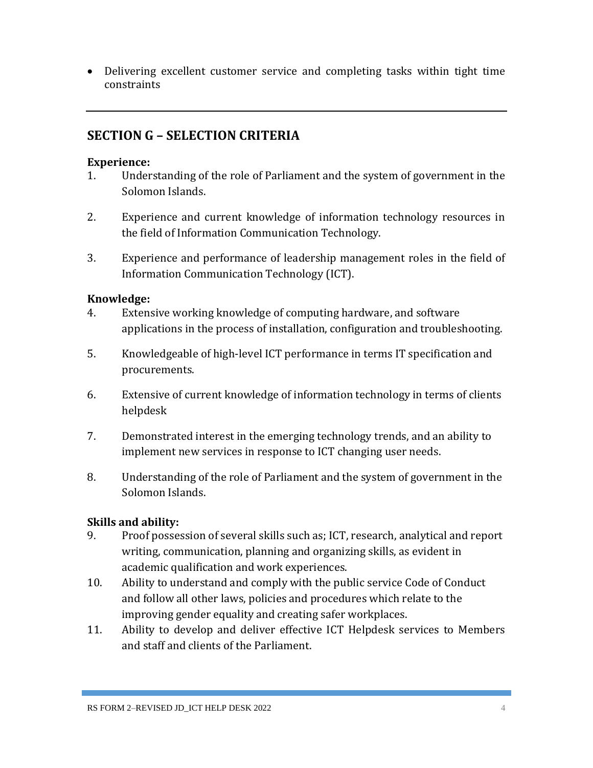- Delivering excellent customer service and completing tasks within tight time constraints

---

## SECTION G – SELECTION CRITERIA

**Experience:**

1. Understanding of the role of Parliament and the system of government in the Solomon Islands.

2. Experience and current knowledge of information technology resources in the field of Information Communication Technology.

3. Experience and performance of leadership management roles in the field of Information Communication Technology (ICT).

**Knowledge:**

4. Extensive working knowledge of computing hardware, and software applications in the process of installation, configuration and troubleshooting.

5. Knowledgeable of high-level ICT performance in terms IT specification and procurements.

6. Extensive of current knowledge of information technology in terms of clients helpdesk

7. Demonstrated interest in the emerging technology trends, and an ability to implement new services in response to ICT changing user needs.

8. Understanding of the role of Parliament and the system of government in the Solomon Islands.

**Skills and ability:**

9. Proof possession of several skills such as; ICT, research, analytical and report writing, communication, planning and organizing skills, as evident in academic qualification and work experiences.
10. Ability to understand and comply with the public service Code of Conduct and follow all other laws, policies and procedures which relate to the improving gender equality and creating safer workplaces.
11. Ability to develop and deliver effective ICT Helpdesk services to Members and staff and clients of the Parliament.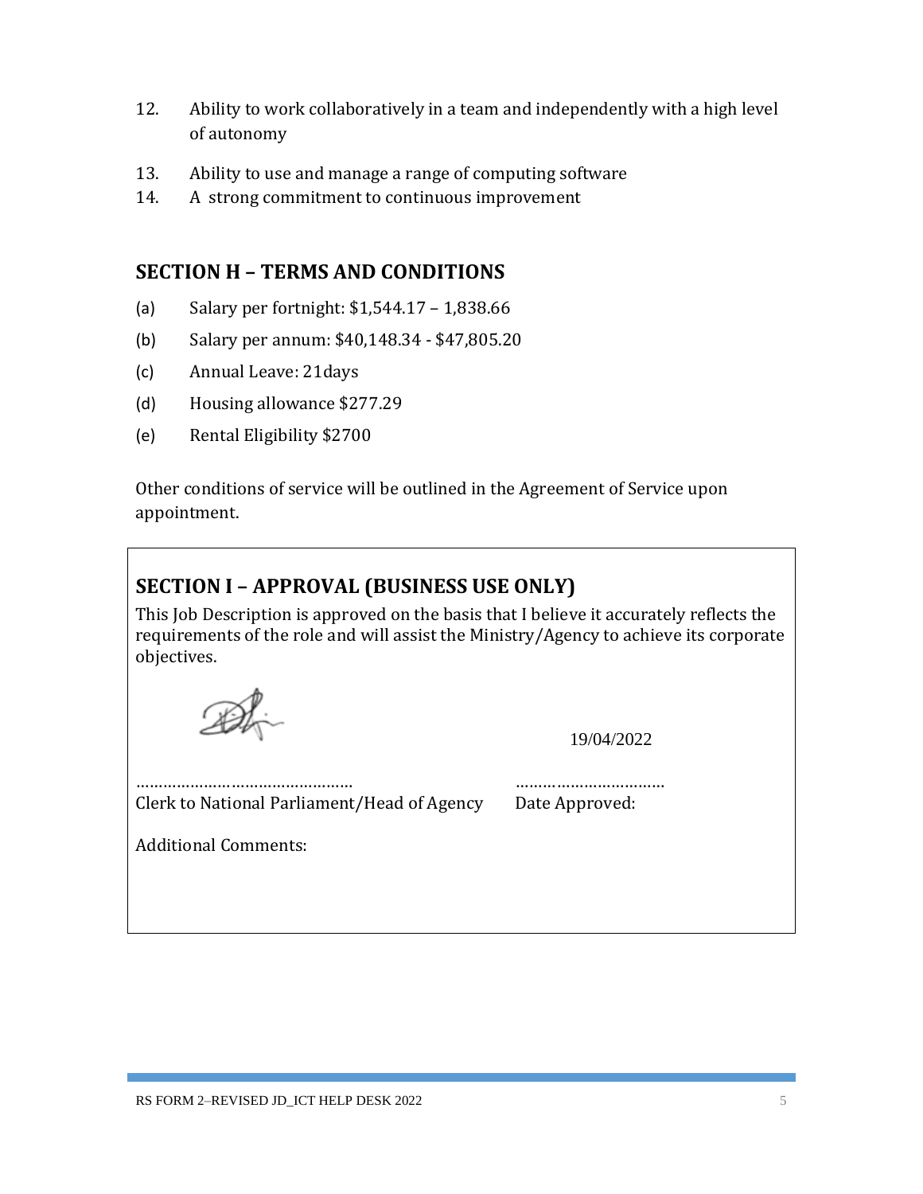12. Ability to work collaboratively in a team and independently with a high level of autonomy
13. Ability to use and manage a range of computing software
14. A strong commitment to continuous improvement

## SECTION H – TERMS AND CONDITIONS

(a) Salary per fortnight: $1,544.17 – 1,838.66

(b) Salary per annum: $40,148.34 - $47,805.20

(c) Annual Leave: 21days

(d) Housing allowance $277.29

(e) Rental Eligibility $2700

Other conditions of service will be outlined in the Agreement of Service upon appointment.

## SECTION I – APPROVAL (BUSINESS USE ONLY)

This Job Description is approved on the basis that I believe it accurately reflects the requirements of the role and will assist the Ministry/Agency to achieve its corporate objectives.

19/04/2022

………………………………………… ……………………………

Clerk to National Parliament/Head of Agency Date Approved:

Additional Comments: